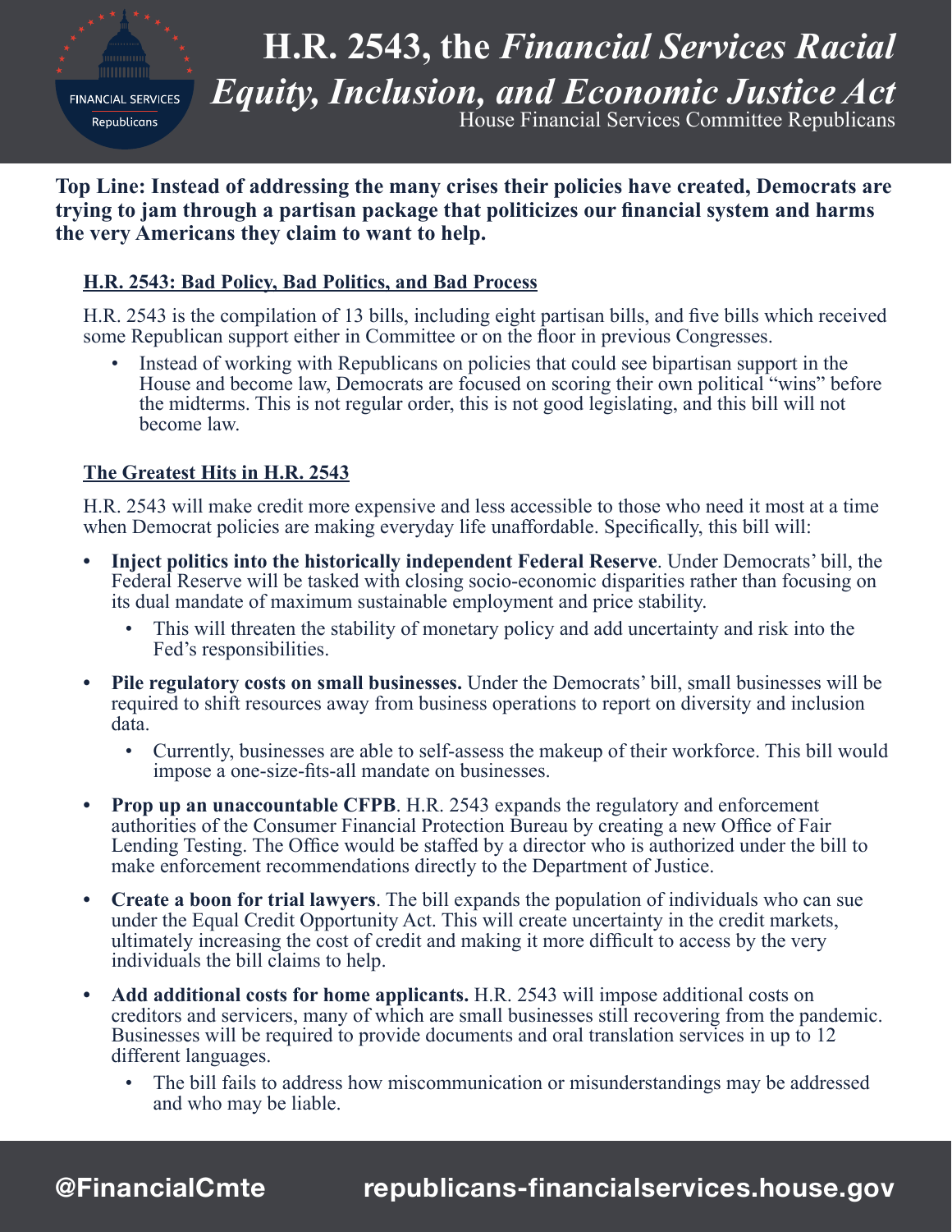# H.R. 2543, the *Financial Services Racial Equity, Inclusion, and Economic Justice Act*

House Financial Services Committee Republicans

**Top Line: Instead of addressing the many crises their policies have created, Democrats are trying to jam through a partisan package that politicizes our financial system and harms the very Americans they claim to want to help.**

## H.R. 2543: Bad Policy, Bad Politics, and Bad Process

H.R. 2543 is the compilation of 13 bills, including eight partisan bills, and five bills which received some Republican support either in Committee or on the floor in previous Congresses.

- Instead of working with Republicans on policies that could see bipartisan support in the House and become law, Democrats are focused on scoring their own political "wins" before the midterms. This is not regular order, this is not good legislating, and this bill will not become law.

## The Greatest Hits in H.R. 2543

H.R. 2543 will make credit more expensive and less accessible to those who need it most at a time when Democrat policies are making everyday life unaffordable. Specifically, this bill will:

- **Inject politics into the historically independent Federal Reserve**. Under Democrats' bill, the Federal Reserve will be tasked with closing socio-economic disparities rather than focusing on its dual mandate of maximum sustainable employment and price stability.
  - This will threaten the stability of monetary policy and add uncertainty and risk into the Fed's responsibilities.
- **Pile regulatory costs on small businesses.** Under the Democrats' bill, small businesses will be required to shift resources away from business operations to report on diversity and inclusion data.
  - Currently, businesses are able to self-assess the makeup of their workforce. This bill would impose a one-size-fits-all mandate on businesses.
- **Prop up an unaccountable CFPB**. H.R. 2543 expands the regulatory and enforcement authorities of the Consumer Financial Protection Bureau by creating a new Office of Fair Lending Testing. The Office would be staffed by a director who is authorized under the bill to make enforcement recommendations directly to the Department of Justice.
- **Create a boon for trial lawyers**. The bill expands the population of individuals who can sue under the Equal Credit Opportunity Act. This will create uncertainty in the credit markets, ultimately increasing the cost of credit and making it more difficult to access by the very individuals the bill claims to help.
- **Add additional costs for home applicants.** H.R. 2543 will impose additional costs on creditors and servicers, many of which are small businesses still recovering from the pandemic. Businesses will be required to provide documents and oral translation services in up to 12 different languages.
  - The bill fails to address how miscommunication or misunderstandings may be addressed and who may be liable.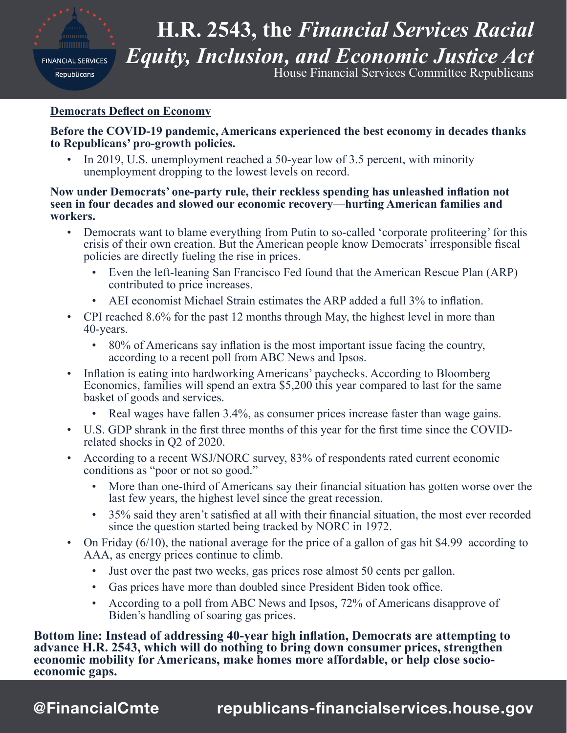# H.R. 2543, the *Financial Services Racial Equity, Inclusion, and Economic Justice Act*

House Financial Services Committee Republicans

**Democrats Deflect on Economy**

**Before the COVID-19 pandemic, Americans experienced the best economy in decades thanks to Republicans' pro-growth policies.**

- In 2019, U.S. unemployment reached a 50-year low of 3.5 percent, with minority unemployment dropping to the lowest levels on record.

**Now under Democrats' one-party rule, their reckless spending has unleashed inflation not seen in four decades and slowed our economic recovery—hurting American families and workers.**

- Democrats want to blame everything from Putin to so-called 'corporate profiteering' for this crisis of their own creation. But the American people know Democrats' irresponsible fiscal policies are directly fueling the rise in prices.
  - Even the left-leaning San Francisco Fed found that the American Rescue Plan (ARP) contributed to price increases.
  - AEI economist Michael Strain estimates the ARP added a full 3% to inflation.
- CPI reached 8.6% for the past 12 months through May, the highest level in more than 40-years.
  - 80% of Americans say inflation is the most important issue facing the country, according to a recent poll from ABC News and Ipsos.
- Inflation is eating into hardworking Americans' paychecks. According to Bloomberg Economics, families will spend an extra $5,200 this year compared to last for the same basket of goods and services.
  - Real wages have fallen 3.4%, as consumer prices increase faster than wage gains.
- U.S. GDP shrank in the first three months of this year for the first time since the COVID-related shocks in Q2 of 2020.
- According to a recent WSJ/NORC survey, 83% of respondents rated current economic conditions as "poor or not so good."
  - More than one-third of Americans say their financial situation has gotten worse over the last few years, the highest level since the great recession.
  - 35% said they aren't satisfied at all with their financial situation, the most ever recorded since the question started being tracked by NORC in 1972.
- On Friday (6/10), the national average for the price of a gallon of gas hit $4.99 according to AAA, as energy prices continue to climb.
  - Just over the past two weeks, gas prices rose almost 50 cents per gallon.
  - Gas prices have more than doubled since President Biden took office.
  - According to a poll from ABC News and Ipsos, 72% of Americans disapprove of Biden's handling of soaring gas prices.

**Bottom line: Instead of addressing 40-year high inflation, Democrats are attempting to advance H.R. 2543, which will do nothing to bring down consumer prices, strengthen economic mobility for Americans, make homes more affordable, or help close socio-economic gaps.**

@FinancialCmte    republicans-financialservices.house.gov